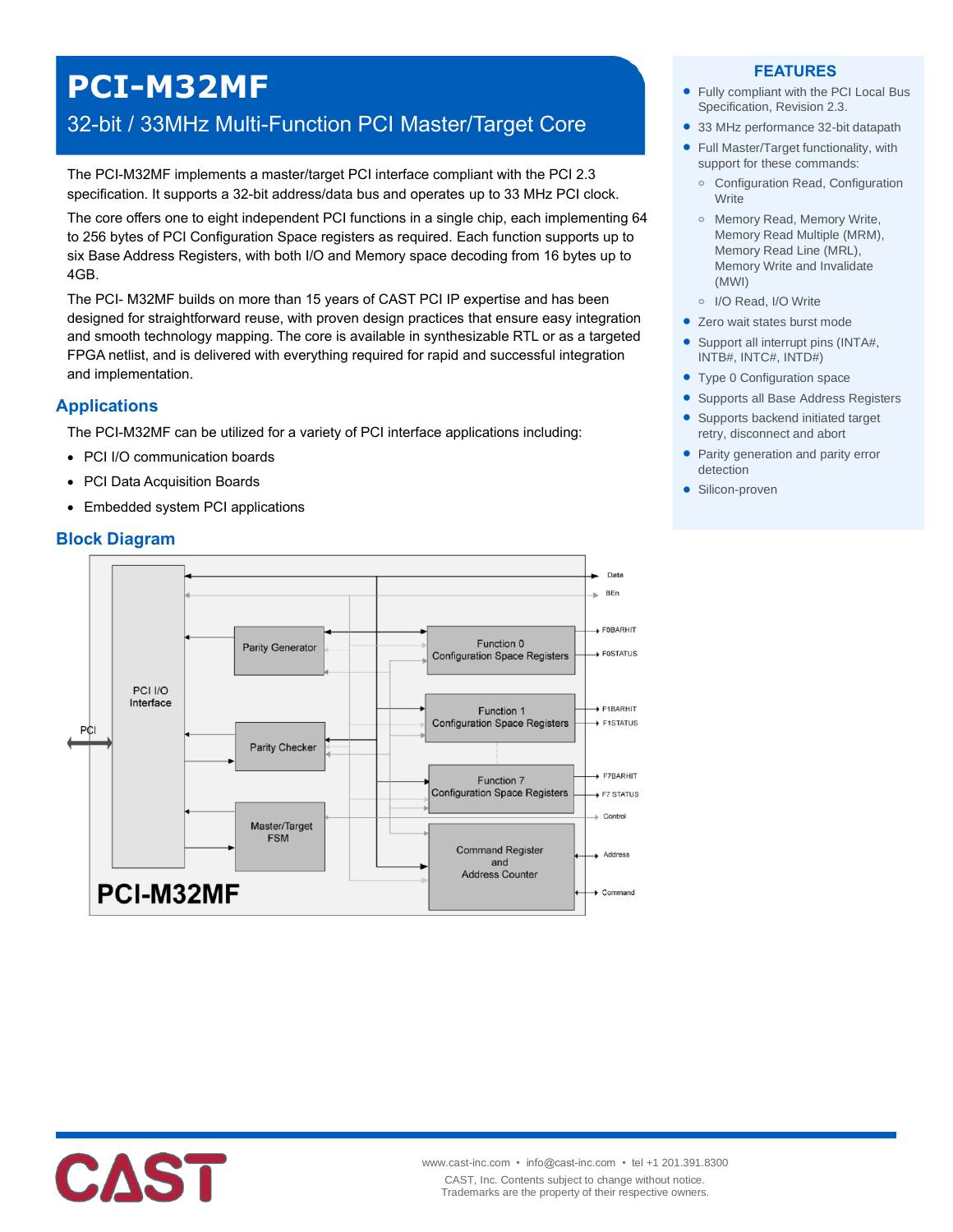# PCI-M32MF

## 32-bit / 33MHz Multi-Function PCI Master/Target Core

The PCI-M32MF implements a master/target PCI interface compliant with the PCI 2.3 specification. It supports a 32-bit address/data bus and operates up to 33 MHz PCI clock.

The core offers one to eight independent PCI functions in a single chip, each implementing 64 to 256 bytes of PCI Configuration Space registers as required. Each function supports up to six Base Address Registers, with both I/O and Memory space decoding from 16 bytes up to 4GB.

The PCI- M32MF builds on more than 15 years of CAST PCI IP expertise and has been designed for straightforward reuse, with proven design practices that ensure easy integration and smooth technology mapping. The core is available in synthesizable RTL or as a targeted FPGA netlist, and is delivered with everything required for rapid and successful integration and implementation.

## Applications

The PCI-M32MF can be utilized for a variety of PCI interface applications including:

- PCI I/O communication boards
- PCI Data Acquisition Boards
- Embedded system PCI applications

## Block Diagram

## FEATURES

- Fully compliant with the PCI Local Bus Specification, Revision 2.3.
- 33 MHz performance 32-bit datapath
- Full Master/Target functionality, with support for these commands:
  - Configuration Read, Configuration Write
  - Memory Read, Memory Write, Memory Read Multiple (MRM), Memory Read Line (MRL), Memory Write and Invalidate (MWI)
  - I/O Read, I/O Write
- Zero wait states burst mode
- Support all interrupt pins (INTA#, INTB#, INTC#, INTD#)
- Type 0 Configuration space
- Supports all Base Address Registers
- Supports backend initiated target retry, disconnect and abort
- Parity generation and parity error detection
- Silicon-proven

www.cast-inc.com • info@cast-inc.com • tel +1 201.391.8300

CAST, Inc. Contents subject to change without notice.
Trademarks are the property of their respective owners.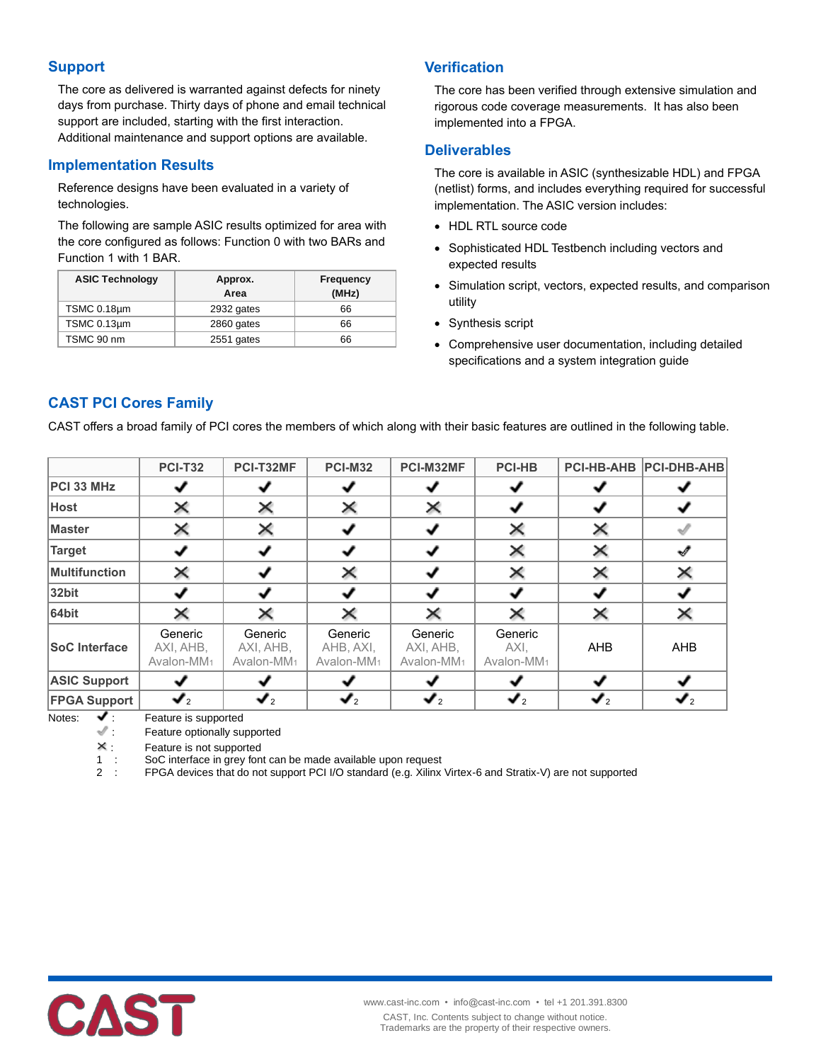## Support

The core as delivered is warranted against defects for ninety days from purchase. Thirty days of phone and email technical support are included, starting with the first interaction. Additional maintenance and support options are available.

## Implementation Results

Reference designs have been evaluated in a variety of technologies.

The following are sample ASIC results optimized for area with the core configured as follows: Function 0 with two BARs and Function 1 with 1 BAR.

| ASIC Technology | Approx. Area | Frequency (MHz) |
|---|---|---|
| TSMC 0.18µm | 2932 gates | 66 |
| TSMC 0.13µm | 2860 gates | 66 |
| TSMC 90 nm | 2551 gates | 66 |

## Verification

The core has been verified through extensive simulation and rigorous code coverage measurements. It has also been implemented into a FPGA.

## Deliverables

The core is available in ASIC (synthesizable HDL) and FPGA (netlist) forms, and includes everything required for successful implementation. The ASIC version includes:

- HDL RTL source code
- Sophisticated HDL Testbench including vectors and expected results
- Simulation script, vectors, expected results, and comparison utility
- Synthesis script
- Comprehensive user documentation, including detailed specifications and a system integration guide

## CAST PCI Cores Family

CAST offers a broad family of PCI cores the members of which along with their basic features are outlined in the following table.

| | PCI-T32 | PCI-T32MF | PCI-M32 | PCI-M32MF | PCI-HB | PCI-HB-AHB | PCI-DHB-AHB |
|---|---|---|---|---|---|---|---|
| PCI 33 MHz | ✔ | ✔ | ✔ | ✔ | ✔ | ✔ | ✔ |
| Host | ✕ | ✕ | ✕ | ✕ | ✔ | ✔ | ✔ |
| Master | ✕ | ✕ | ✔ | ✔ | ✕ | ✕ | ✔ (optional) |
| Target | ✔ | ✔ | ✔ | ✔ | ✕ | ✕ | ✔ (optional) |
| Multifunction | ✕ | ✔ | ✕ | ✔ | ✕ | ✕ | ✕ |
| 32bit | ✔ | ✔ | ✔ | ✔ | ✔ | ✔ | ✔ |
| 64bit | ✕ | ✕ | ✕ | ✕ | ✕ | ✕ | ✕ |
| SoC Interface | Generic AXI, AHB, Avalon-MM[1] | Generic AXI, AHB, Avalon-MM[1] | Generic AHB, AXI, Avalon-MM[1] | Generic AXI, AHB, Avalon-MM[1] | Generic AXI, Avalon-MM[1] | AHB | AHB |
| ASIC Support | ✔ | ✔ | ✔ | ✔ | ✔ | ✔ | ✔ |
| FPGA Support | ✔[2] | ✔[2] | ✔[2] | ✔[2] | ✔[2] | ✔[2] | ✔[2] |

Notes:
- ✔ : Feature is supported
- ✔ (grey) : Feature optionally supported
- ✕ : Feature is not supported
- 1 : SoC interface in grey font can be made available upon request
- 2 : FPGA devices that do not support PCI I/O standard (e.g. Xilinx Virtex-6 and Stratix-V) are not supported

CAST

www.cast-inc.com • info@cast-inc.com • tel +1 201.391.8300

CAST, Inc. Contents subject to change without notice.
Trademarks are the property of their respective owners.